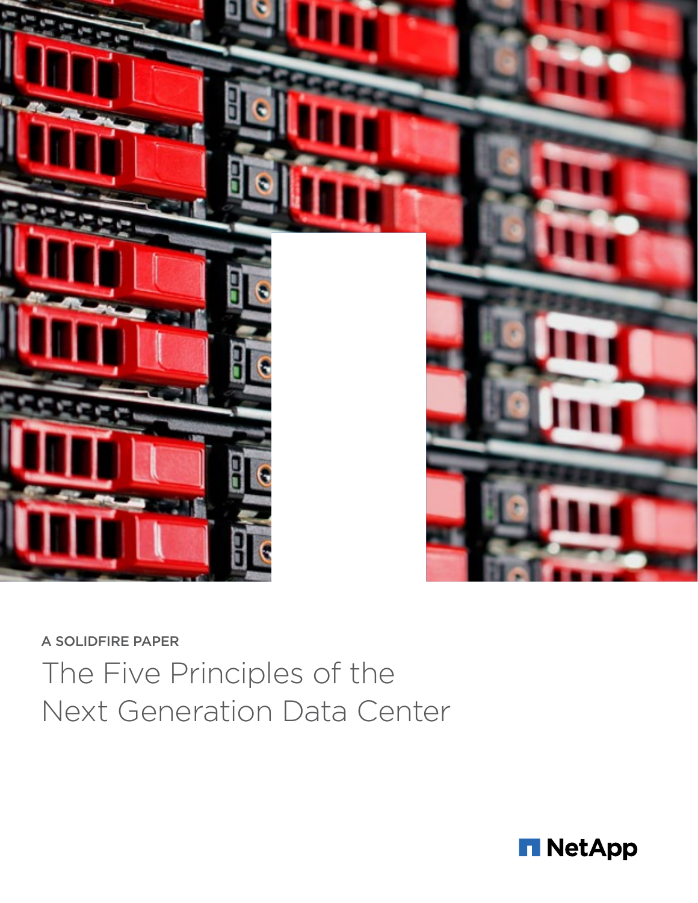A SOLIDFIRE PAPER

# The Five Principles of the Next Generation Data Center

NetApp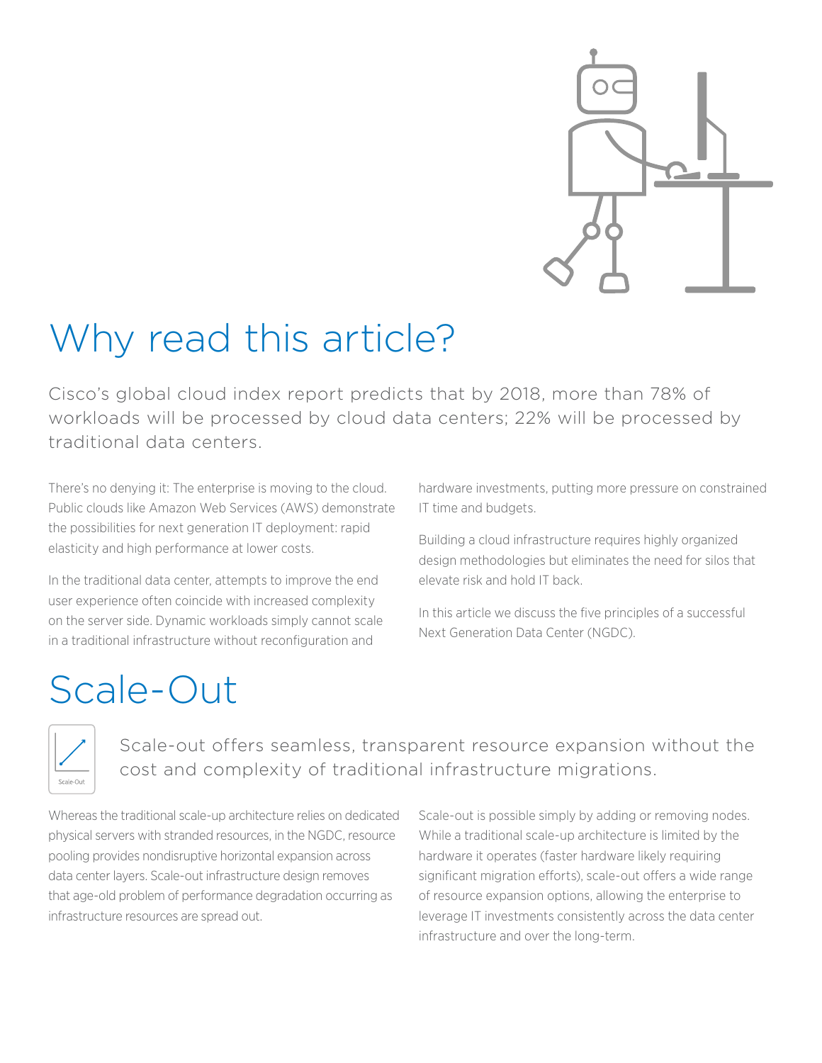# Why read this article?

Cisco's global cloud index report predicts that by 2018, more than 78% of workloads will be processed by cloud data centers; 22% will be processed by traditional data centers.

There's no denying it: The enterprise is moving to the cloud. Public clouds like Amazon Web Services (AWS) demonstrate the possibilities for next generation IT deployment: rapid elasticity and high performance at lower costs.

In the traditional data center, attempts to improve the end user experience often coincide with increased complexity on the server side. Dynamic workloads simply cannot scale in a traditional infrastructure without reconfiguration and hardware investments, putting more pressure on constrained IT time and budgets.

Building a cloud infrastructure requires highly organized design methodologies but eliminates the need for silos that elevate risk and hold IT back.

In this article we discuss the five principles of a successful Next Generation Data Center (NGDC).

# Scale-Out

Scale-Out

Scale-out offers seamless, transparent resource expansion without the cost and complexity of traditional infrastructure migrations.

Whereas the traditional scale-up architecture relies on dedicated physical servers with stranded resources, in the NGDC, resource pooling provides nondisruptive horizontal expansion across data center layers. Scale-out infrastructure design removes that age-old problem of performance degradation occurring as infrastructure resources are spread out.

Scale-out is possible simply by adding or removing nodes. While a traditional scale-up architecture is limited by the hardware it operates (faster hardware likely requiring significant migration efforts), scale-out offers a wide range of resource expansion options, allowing the enterprise to leverage IT investments consistently across the data center infrastructure and over the long-term.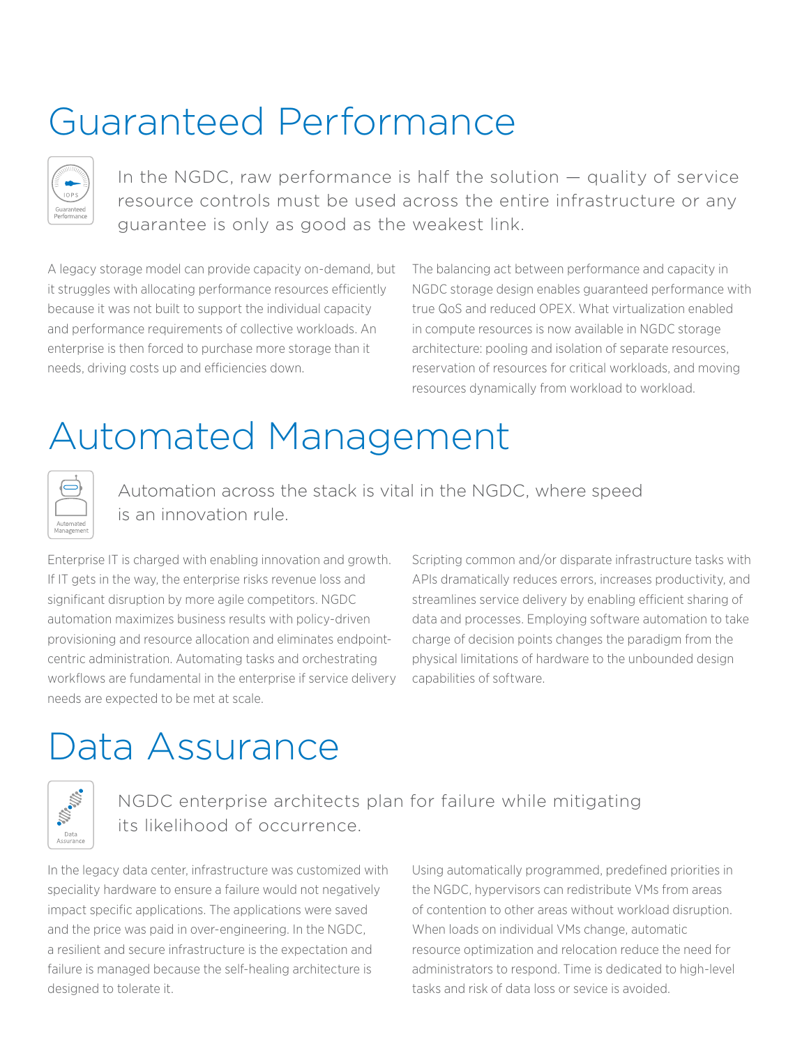# Guaranteed Performance

In the NGDC, raw performance is half the solution — quality of service resource controls must be used across the entire infrastructure or any guarantee is only as good as the weakest link.

A legacy storage model can provide capacity on-demand, but it struggles with allocating performance resources efficiently because it was not built to support the individual capacity and performance requirements of collective workloads. An enterprise is then forced to purchase more storage than it needs, driving costs up and efficiencies down.

The balancing act between performance and capacity in NGDC storage design enables guaranteed performance with true QoS and reduced OPEX. What virtualization enabled in compute resources is now available in NGDC storage architecture: pooling and isolation of separate resources, reservation of resources for critical workloads, and moving resources dynamically from workload to workload.

# Automated Management

Automation across the stack is vital in the NGDC, where speed is an innovation rule.

Enterprise IT is charged with enabling innovation and growth. If IT gets in the way, the enterprise risks revenue loss and significant disruption by more agile competitors. NGDC automation maximizes business results with policy-driven provisioning and resource allocation and eliminates endpoint-centric administration. Automating tasks and orchestrating workflows are fundamental in the enterprise if service delivery needs are expected to be met at scale.

Scripting common and/or disparate infrastructure tasks with APIs dramatically reduces errors, increases productivity, and streamlines service delivery by enabling efficient sharing of data and processes. Employing software automation to take charge of decision points changes the paradigm from the physical limitations of hardware to the unbounded design capabilities of software.

# Data Assurance

NGDC enterprise architects plan for failure while mitigating its likelihood of occurrence.

In the legacy data center, infrastructure was customized with speciality hardware to ensure a failure would not negatively impact specific applications. The applications were saved and the price was paid in over-engineering. In the NGDC, a resilient and secure infrastructure is the expectation and failure is managed because the self-healing architecture is designed to tolerate it.

Using automatically programmed, predefined priorities in the NGDC, hypervisors can redistribute VMs from areas of contention to other areas without workload disruption. When loads on individual VMs change, automatic resource optimization and relocation reduce the need for administrators to respond. Time is dedicated to high-level tasks and risk of data loss or sevice is avoided.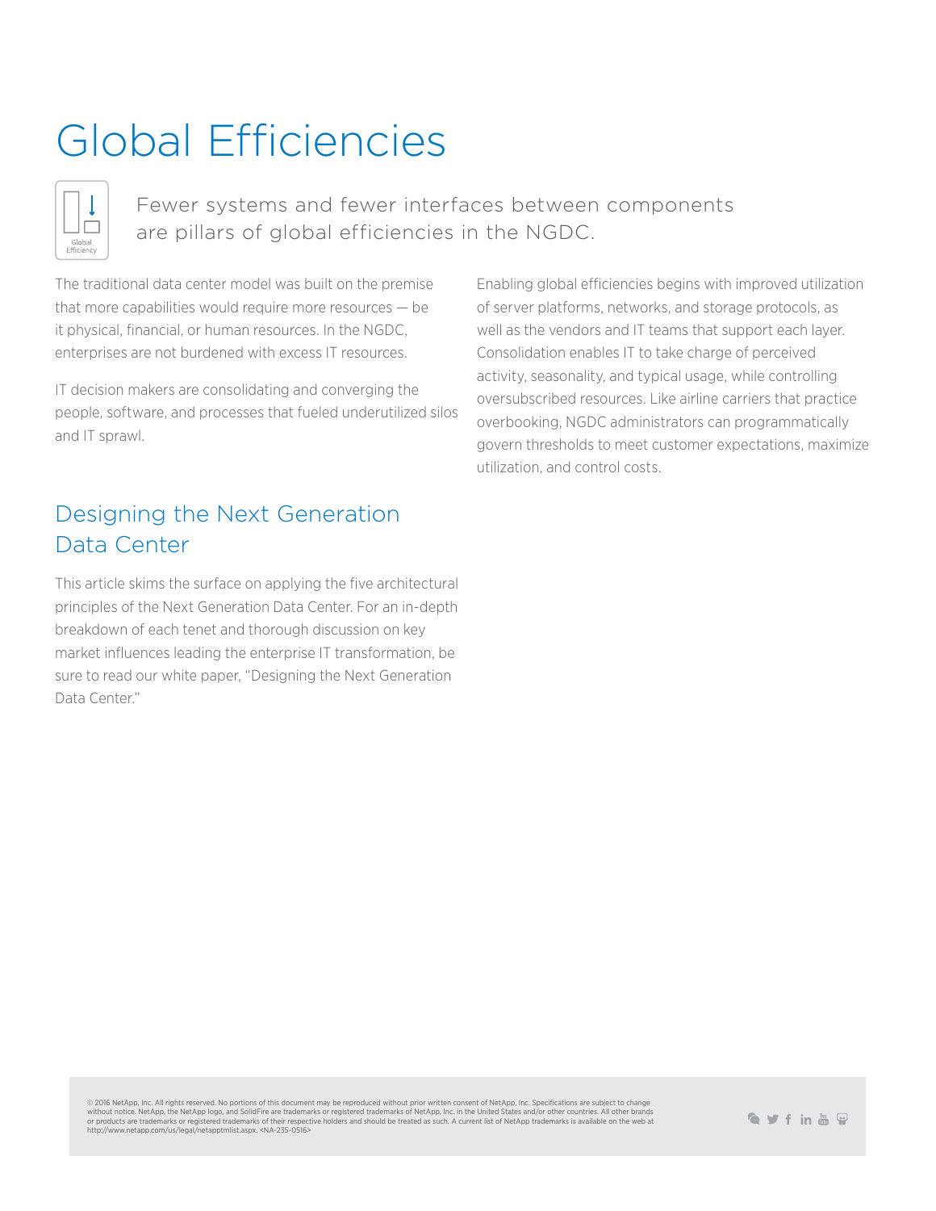# Global Efficiencies

Global Efficiency

Fewer systems and fewer interfaces between components are pillars of global efficiencies in the NGDC.

The traditional data center model was built on the premise that more capabilities would require more resources — be it physical, financial, or human resources. In the NGDC, enterprises are not burdened with excess IT resources.

IT decision makers are consolidating and converging the people, software, and processes that fueled underutilized silos and IT sprawl.

Enabling global efficiencies begins with improved utilization of server platforms, networks, and storage protocols, as well as the vendors and IT teams that support each layer. Consolidation enables IT to take charge of perceived activity, seasonality, and typical usage, while controlling oversubscribed resources. Like airline carriers that practice overbooking, NGDC administrators can programmatically govern thresholds to meet customer expectations, maximize utilization, and control costs.

## Designing the Next Generation Data Center

This article skims the surface on applying the five architectural principles of the Next Generation Data Center. For an in-depth breakdown of each tenet and thorough discussion on key market influences leading the enterprise IT transformation, be sure to read our white paper, "Designing the Next Generation Data Center."

© 2016 NetApp, Inc. All rights reserved. No portions of this document may be reproduced without prior written consent of NetApp, Inc. Specifications are subject to change without notice. NetApp, the NetApp logo, and SolidFire are trademarks or registered trademarks of NetApp, Inc. in the United States and/or other countries. All other brands or products are trademarks or registered trademarks of their respective holders and should be treated as such. A current list of NetApp trademarks is available on the web at http://www.netapp.com/us/legal/netapptmlist.aspx. <NA-235-0516>